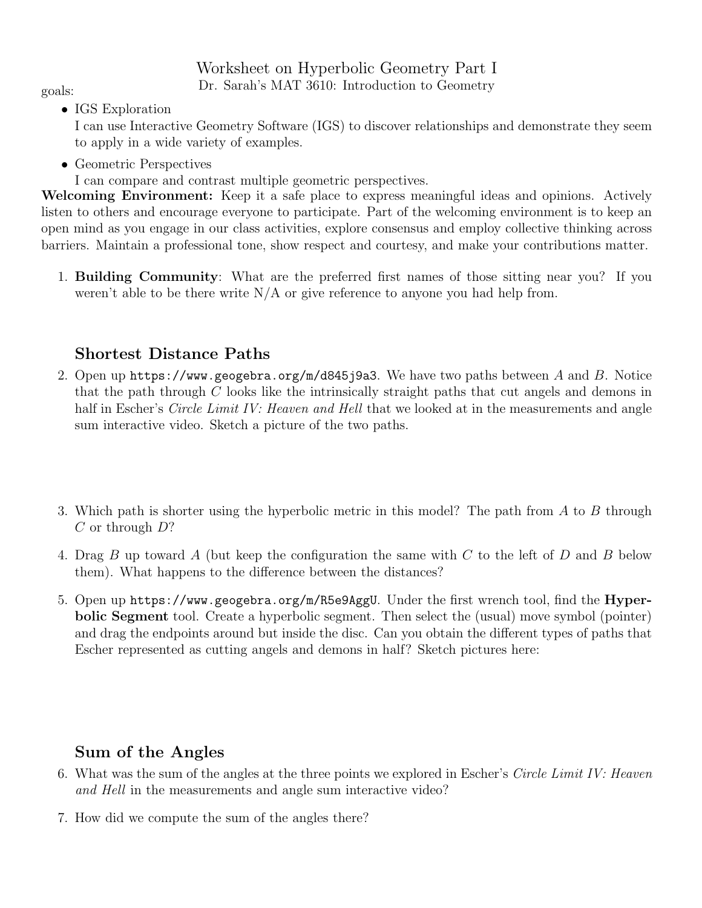# Worksheet on Hyperbolic Geometry Part I

Dr. Sarah's MAT 3610: Introduction to Geometry

goals:

- IGS Exploration
  I can use Interactive Geometry Software (IGS) to discover relationships and demonstrate they seem to apply in a wide variety of examples.
- Geometric Perspectives
  I can compare and contrast multiple geometric perspectives.

**Welcoming Environment:** Keep it a safe place to express meaningful ideas and opinions. Actively listen to others and encourage everyone to participate. Part of the welcoming environment is to keep an open mind as you engage in our class activities, explore consensus and employ collective thinking across barriers. Maintain a professional tone, show respect and courtesy, and make your contributions matter.

1. **Building Community**: What are the preferred first names of those sitting near you? If you weren't able to be there write N/A or give reference to anyone you had help from.

## Shortest Distance Paths

2. Open up `https://www.geogebra.org/m/d845j9a3`. We have two paths between $A$ and $B$. Notice that the path through $C$ looks like the intrinsically straight paths that cut angels and demons in half in Escher's *Circle Limit IV: Heaven and Hell* that we looked at in the measurements and angle sum interactive video. Sketch a picture of the two paths.

3. Which path is shorter using the hyperbolic metric in this model? The path from $A$ to $B$ through $C$ or through $D$?

4. Drag $B$ up toward $A$ (but keep the configuration the same with $C$ to the left of $D$ and $B$ below them). What happens to the difference between the distances?

5. Open up `https://www.geogebra.org/m/R5e9AggU`. Under the first wrench tool, find the **Hyperbolic Segment** tool. Create a hyperbolic segment. Then select the (usual) move symbol (pointer) and drag the endpoints around but inside the disc. Can you obtain the different types of paths that Escher represented as cutting angels and demons in half? Sketch pictures here:

## Sum of the Angles

6. What was the sum of the angles at the three points we explored in Escher's *Circle Limit IV: Heaven and Hell* in the measurements and angle sum interactive video?

7. How did we compute the sum of the angles there?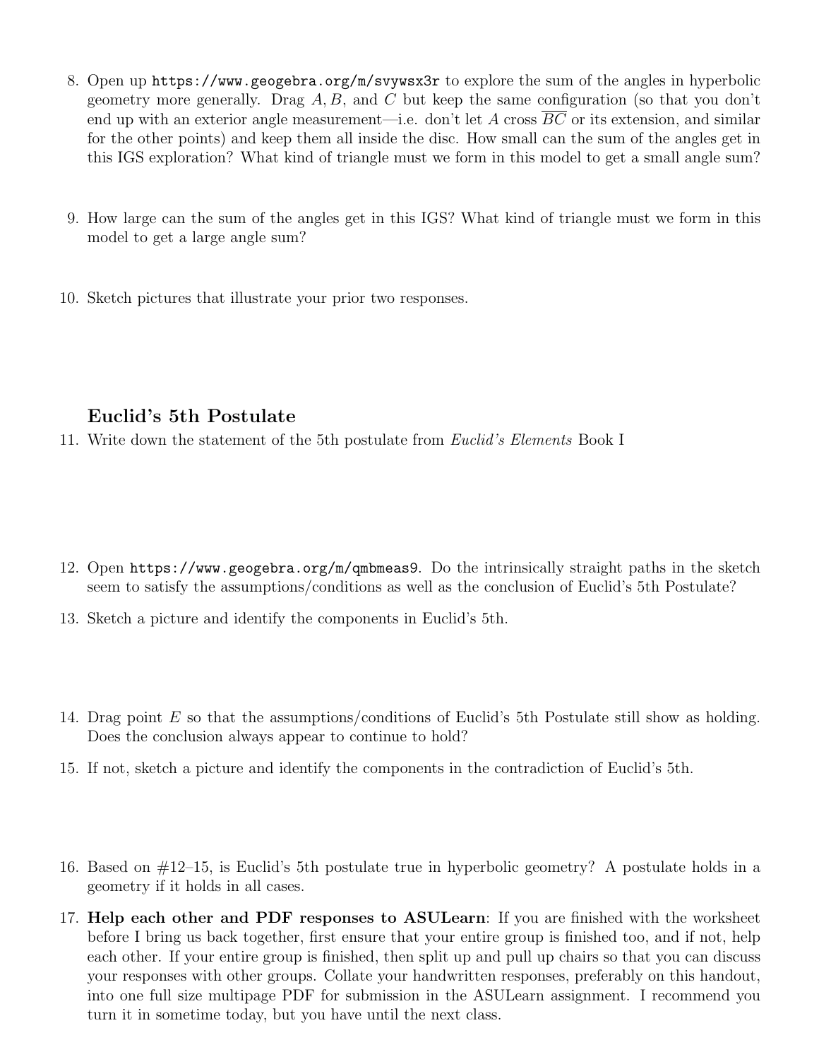8. Open up `https://www.geogebra.org/m/svywsx3r` to explore the sum of the angles in hyperbolic geometry more generally. Drag $A, B$, and $C$ but keep the same configuration (so that you don't end up with an exterior angle measurement—i.e. don't let $A$ cross $\overline{BC}$ or its extension, and similar for the other points) and keep them all inside the disc. How small can the sum of the angles get in this IGS exploration? What kind of triangle must we form in this model to get a small angle sum?

9. How large can the sum of the angles get in this IGS? What kind of triangle must we form in this model to get a large angle sum?

10. Sketch pictures that illustrate your prior two responses.

## Euclid's 5th Postulate

11. Write down the statement of the 5th postulate from *Euclid's Elements* Book I

12. Open `https://www.geogebra.org/m/qmbmeas9`. Do the intrinsically straight paths in the sketch seem to satisfy the assumptions/conditions as well as the conclusion of Euclid's 5th Postulate?

13. Sketch a picture and identify the components in Euclid's 5th.

14. Drag point $E$ so that the assumptions/conditions of Euclid's 5th Postulate still show as holding. Does the conclusion always appear to continue to hold?

15. If not, sketch a picture and identify the components in the contradiction of Euclid's 5th.

16. Based on #12–15, is Euclid's 5th postulate true in hyperbolic geometry? A postulate holds in a geometry if it holds in all cases.

17. **Help each other and PDF responses to ASULearn**: If you are finished with the worksheet before I bring us back together, first ensure that your entire group is finished too, and if not, help each other. If your entire group is finished, then split up and pull up chairs so that you can discuss your responses with other groups. Collate your handwritten responses, preferably on this handout, into one full size multipage PDF for submission in the ASULearn assignment. I recommend you turn it in sometime today, but you have until the next class.